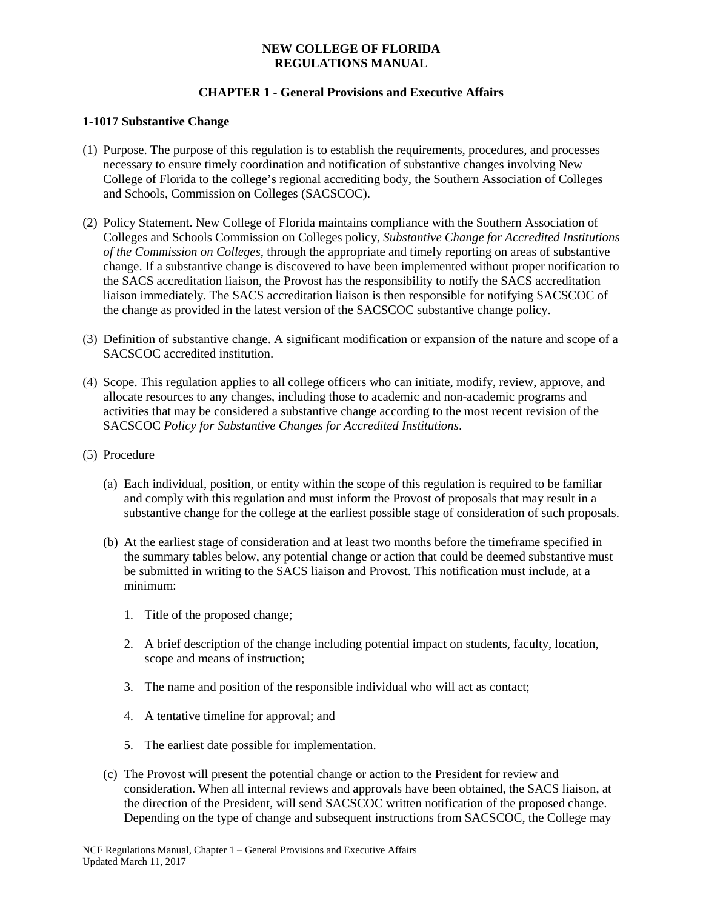# NEW COLLEGE OF FLORIDA
# REGULATIONS MANUAL

## CHAPTER 1 - General Provisions and Executive Affairs

### 1-1017 Substantive Change

(1) Purpose. The purpose of this regulation is to establish the requirements, procedures, and processes necessary to ensure timely coordination and notification of substantive changes involving New College of Florida to the college's regional accrediting body, the Southern Association of Colleges and Schools, Commission on Colleges (SACSCOC).

(2) Policy Statement. New College of Florida maintains compliance with the Southern Association of Colleges and Schools Commission on Colleges policy, *Substantive Change for Accredited Institutions of the Commission on Colleges*, through the appropriate and timely reporting on areas of substantive change. If a substantive change is discovered to have been implemented without proper notification to the SACS accreditation liaison, the Provost has the responsibility to notify the SACS accreditation liaison immediately. The SACS accreditation liaison is then responsible for notifying SACSCOC of the change as provided in the latest version of the SACSCOC substantive change policy.

(3) Definition of substantive change. A significant modification or expansion of the nature and scope of a SACSCOC accredited institution.

(4) Scope. This regulation applies to all college officers who can initiate, modify, review, approve, and allocate resources to any changes, including those to academic and non-academic programs and activities that may be considered a substantive change according to the most recent revision of the SACSCOC *Policy for Substantive Changes for Accredited Institutions*.

(5) Procedure

(a) Each individual, position, or entity within the scope of this regulation is required to be familiar and comply with this regulation and must inform the Provost of proposals that may result in a substantive change for the college at the earliest possible stage of consideration of such proposals.

(b) At the earliest stage of consideration and at least two months before the timeframe specified in the summary tables below, any potential change or action that could be deemed substantive must be submitted in writing to the SACS liaison and Provost. This notification must include, at a minimum:

1. Title of the proposed change;

2. A brief description of the change including potential impact on students, faculty, location, scope and means of instruction;

3. The name and position of the responsible individual who will act as contact;

4. A tentative timeline for approval; and

5. The earliest date possible for implementation.

(c) The Provost will present the potential change or action to the President for review and consideration. When all internal reviews and approvals have been obtained, the SACS liaison, at the direction of the President, will send SACSCOC written notification of the proposed change. Depending on the type of change and subsequent instructions from SACSCOC, the College may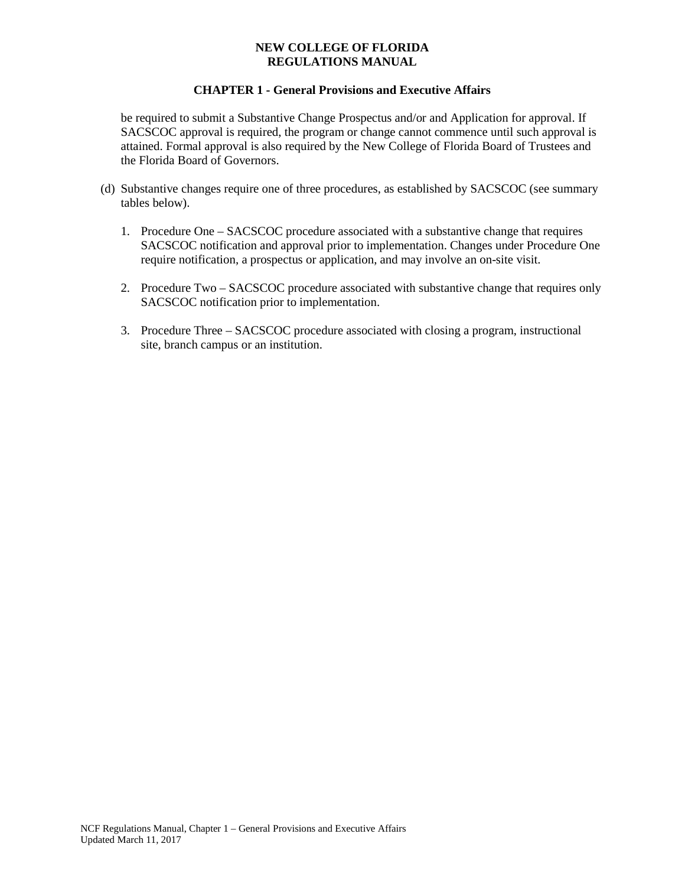be required to submit a Substantive Change Prospectus and/or and Application for approval. If SACSCOC approval is required, the program or change cannot commence until such approval is attained. Formal approval is also required by the New College of Florida Board of Trustees and the Florida Board of Governors.

(d) Substantive changes require one of three procedures, as established by SACSCOC (see summary tables below).

1. Procedure One – SACSCOC procedure associated with a substantive change that requires SACSCOC notification and approval prior to implementation. Changes under Procedure One require notification, a prospectus or application, and may involve an on-site visit.

2. Procedure Two – SACSCOC procedure associated with substantive change that requires only SACSCOC notification prior to implementation.

3. Procedure Three – SACSCOC procedure associated with closing a program, instructional site, branch campus or an institution.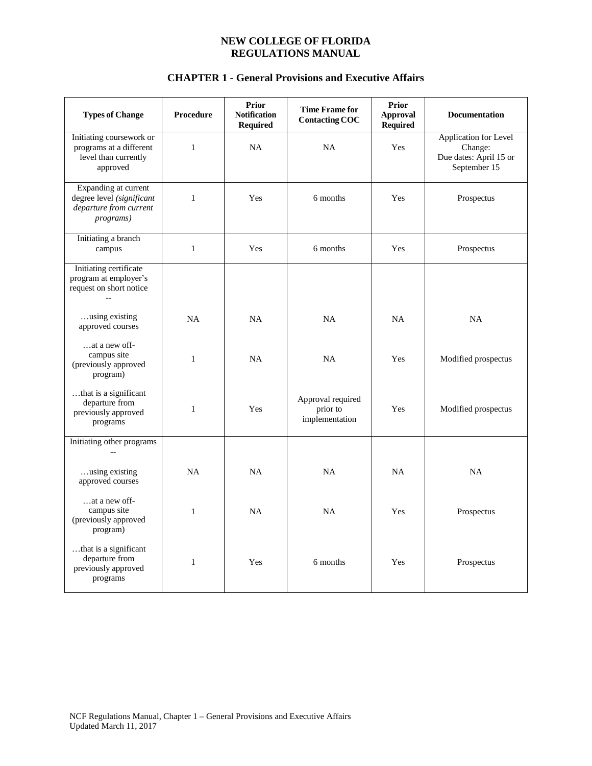**NEW COLLEGE OF FLORIDA**
**REGULATIONS MANUAL**

## CHAPTER 1 - General Provisions and Executive Affairs

| Types of Change | Procedure | Prior Notification Required | Time Frame for Contacting COC | Prior Approval Required | Documentation |
|---|---|---|---|---|---|
| Initiating coursework or programs at a different level than currently approved | 1 | NA | NA | Yes | Application for Level Change: Due dates: April 15 or September 15 |
| Expanding at current degree level *(significant departure from current programs)* | 1 | Yes | 6 months | Yes | Prospectus |
| Initiating a branch campus | 1 | Yes | 6 months | Yes | Prospectus |
| Initiating certificate program at employer's request on short notice -- | | | | | |
| …using existing approved courses | NA | NA | NA | NA | NA |
| …at a new off-campus site (previously approved program) | 1 | NA | NA | Yes | Modified prospectus |
| …that is a significant departure from previously approved programs | 1 | Yes | Approval required prior to implementation | Yes | Modified prospectus |
| Initiating other programs -- | | | | | |
| …using existing approved courses | NA | NA | NA | NA | NA |
| …at a new off-campus site (previously approved program) | 1 | NA | NA | Yes | Prospectus |
| …that is a significant departure from previously approved programs | 1 | Yes | 6 months | Yes | Prospectus |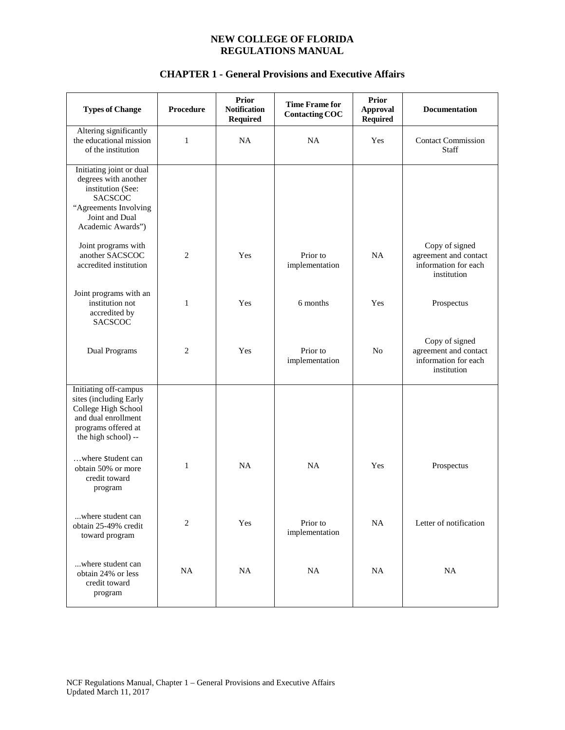# NEW COLLEGE OF FLORIDA REGULATIONS MANUAL

## CHAPTER 1 - General Provisions and Executive Affairs

| Types of Change | Procedure | Prior Notification Required | Time Frame for Contacting COC | Prior Approval Required | Documentation |
|---|---|---|---|---|---|
| Altering significantly the educational mission of the institution | 1 | NA | NA | Yes | Contact Commission Staff |
| Initiating joint or dual degrees with another institution (See: SACSCOC "Agreements Involving Joint and Dual Academic Awards") | | | | | |
| Joint programs with another SACSCOC accredited institution | 2 | Yes | Prior to implementation | NA | Copy of signed agreement and contact information for each institution |
| Joint programs with an institution not accredited by SACSCOC | 1 | Yes | 6 months | Yes | Prospectus |
| Dual Programs | 2 | Yes | Prior to implementation | No | Copy of signed agreement and contact information for each institution |
| Initiating off-campus sites (including Early College High School and dual enrollment programs offered at the high school) -- | | | | | |
| …where Student can obtain 50% or more credit toward program | 1 | NA | NA | Yes | Prospectus |
| ...where student can obtain 25-49% credit toward program | 2 | Yes | Prior to implementation | NA | Letter of notification |
| ...where student can obtain 24% or less credit toward program | NA | NA | NA | NA | NA |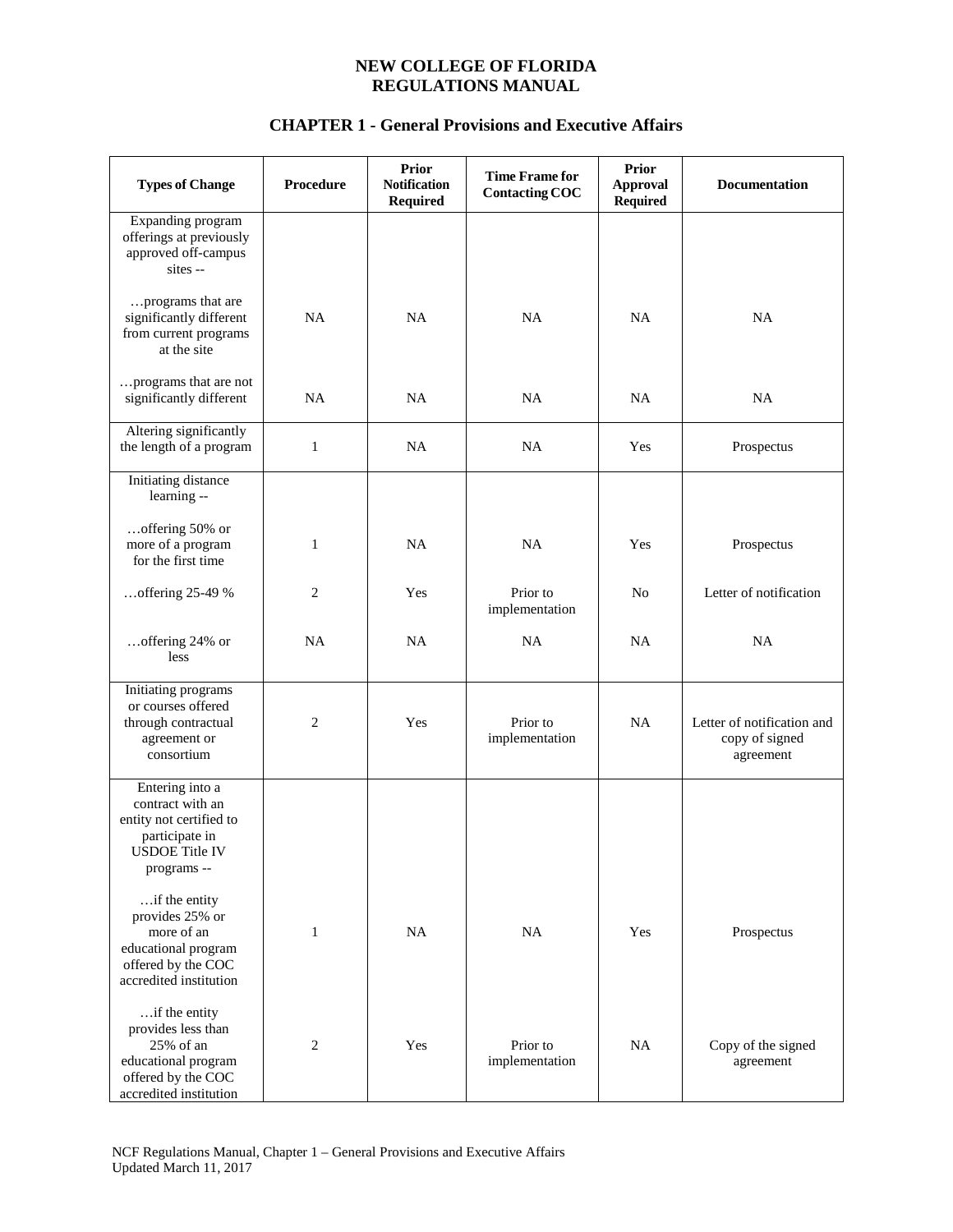# NEW COLLEGE OF FLORIDA
# REGULATIONS MANUAL

## CHAPTER 1 - General Provisions and Executive Affairs

| Types of Change | Procedure | Prior Notification Required | Time Frame for Contacting COC | Prior Approval Required | Documentation |
|---|---|---|---|---|---|
| Expanding program offerings at previously approved off-campus sites -- | | | | | |
| …programs that are significantly different from current programs at the site | NA | NA | NA | NA | NA |
| …programs that are not significantly different | NA | NA | NA | NA | NA |
| Altering significantly the length of a program | 1 | NA | NA | Yes | Prospectus |
| Initiating distance learning -- | | | | | |
| …offering 50% or more of a program for the first time | 1 | NA | NA | Yes | Prospectus |
| …offering 25-49 % | 2 | Yes | Prior to implementation | No | Letter of notification |
| …offering 24% or less | NA | NA | NA | NA | NA |
| Initiating programs or courses offered through contractual agreement or consortium | 2 | Yes | Prior to implementation | NA | Letter of notification and copy of signed agreement |
| Entering into a contract with an entity not certified to participate in USDOE Title IV programs -- | | | | | |
| …if the entity provides 25% or more of an educational program offered by the COC accredited institution | 1 | NA | NA | Yes | Prospectus |
| …if the entity provides less than 25% of an educational program offered by the COC accredited institution | 2 | Yes | Prior to implementation | NA | Copy of the signed agreement |

NCF Regulations Manual, Chapter 1 – General Provisions and Executive Affairs
Updated March 11, 2017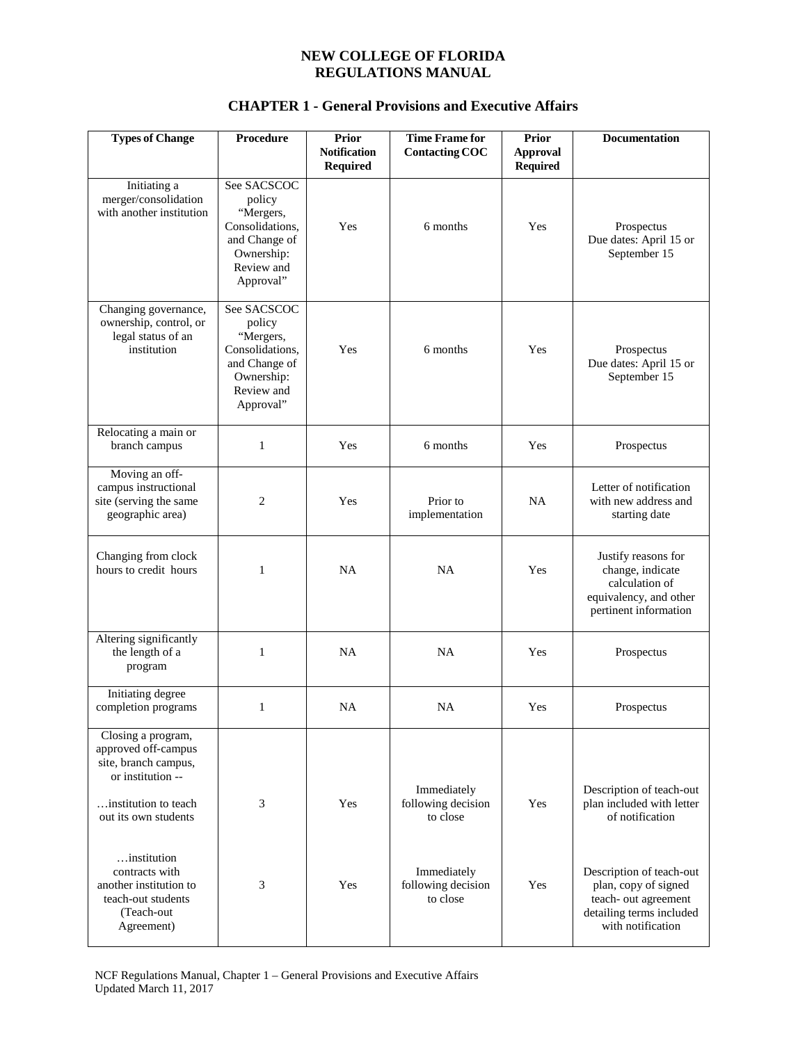**NEW COLLEGE OF FLORIDA**
**REGULATIONS MANUAL**

## CHAPTER 1 - General Provisions and Executive Affairs

| Types of Change | Procedure | Prior Notification Required | Time Frame for Contacting COC | Prior Approval Required | Documentation |
|---|---|---|---|---|---|
| Initiating a merger/consolidation with another institution | See SACSCOC policy "Mergers, Consolidations, and Change of Ownership: Review and Approval" | Yes | 6 months | Yes | Prospectus Due dates: April 15 or September 15 |
| Changing governance, ownership, control, or legal status of an institution | See SACSCOC policy "Mergers, Consolidations, and Change of Ownership: Review and Approval" | Yes | 6 months | Yes | Prospectus Due dates: April 15 or September 15 |
| Relocating a main or branch campus | 1 | Yes | 6 months | Yes | Prospectus |
| Moving an off-campus instructional site (serving the same geographic area) | 2 | Yes | Prior to implementation | NA | Letter of notification with new address and starting date |
| Changing from clock hours to credit hours | 1 | NA | NA | Yes | Justify reasons for change, indicate calculation of equivalency, and other pertinent information |
| Altering significantly the length of a program | 1 | NA | NA | Yes | Prospectus |
| Initiating degree completion programs | 1 | NA | NA | Yes | Prospectus |
| Closing a program, approved off-campus site, branch campus, or institution -- …institution to teach out its own students | 3 | Yes | Immediately following decision to close | Yes | Description of teach-out plan included with letter of notification |
| …institution contracts with another institution to teach-out students (Teach-out Agreement) | 3 | Yes | Immediately following decision to close | Yes | Description of teach-out plan, copy of signed teach- out agreement detailing terms included with notification |

NCF Regulations Manual, Chapter 1 – General Provisions and Executive Affairs
Updated March 11, 2017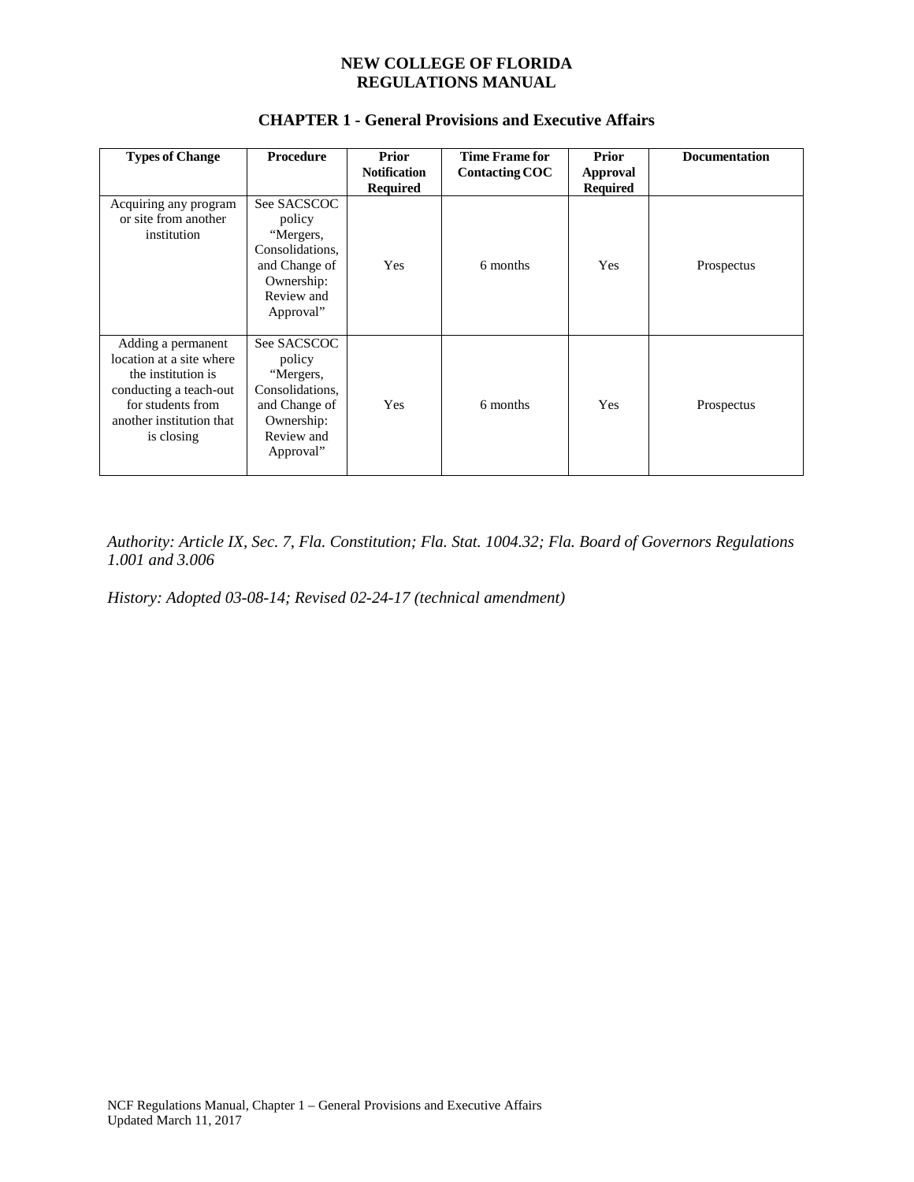| Types of Change | Procedure | Prior Notification Required | Time Frame for Contacting COC | Prior Approval Required | Documentation |
|---|---|---|---|---|---|
| Acquiring any program or site from another institution | See SACSCOC policy “Mergers, Consolidations, and Change of Ownership: Review and Approval” | Yes | 6 months | Yes | Prospectus |
| Adding a permanent location at a site where the institution is conducting a teach-out for students from another institution that is closing | See SACSCOC policy “Mergers, Consolidations, and Change of Ownership: Review and Approval” | Yes | 6 months | Yes | Prospectus |

*Authority: Article IX, Sec. 7, Fla. Constitution; Fla. Stat. 1004.32; Fla. Board of Governors Regulations 1.001 and 3.006*

*History: Adopted 03-08-14; Revised 02-24-17 (technical amendment)*